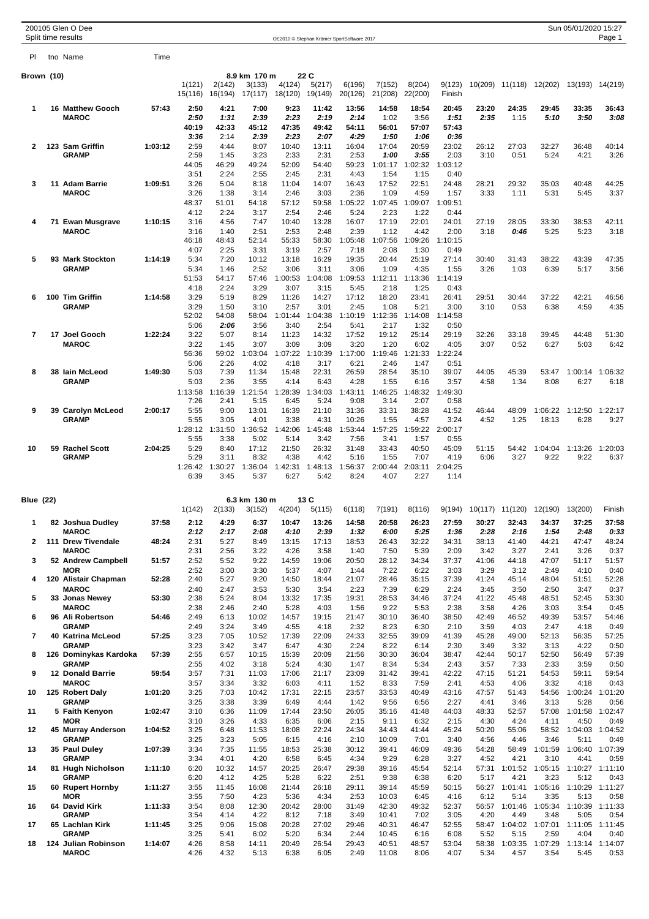200105 Glen O Dee
Split time results

OE2010 © Stephan Krämer SportSoftware 2017

Sun 05/01/2020 15:27

## Brown (10) — 8.9 km 170 m 22 C

| Pl | tno | Name | Time | 1(121) | 2(142) | 3(133) | 4(124) | 5(217) | 6(196) | 7(152) | 8(204) | 9(123) | 10(209) | 11(118) | 12(202) | 13(193) | 14(219) |
|---|---|---|---|---|---|---|---|---|---|---|---|---|---|---|---|---|---|
| | | | | 15(116) | 16(194) | 17(117) | 18(120) | 19(149) | 20(126) | 21(208) | 22(200) | Finish | | | | | |
| 1 | 16 | Matthew Gooch | 57:43 | 2:50 | 4:21 | 7:00 | 9:23 | 11:42 | 13:56 | 14:58 | 18:54 | 20:45 | 23:20 | 24:35 | 29:45 | 33:35 | 36:43 |
| | | MAROC | | 2:50 | 1:31 | 2:39 | 2:23 | 2:19 | 2:14 | 1:02 | 3:56 | 1:51 | 2:35 | 1:15 | 5:10 | 3:50 | 3:08 |
| | | | | 40:19 | 42:33 | 45:12 | 47:35 | 49:42 | 54:11 | 56:01 | 57:07 | 57:43 | | | | | |
| | | | | 3:36 | 2:14 | 2:39 | 2:23 | 2:07 | 4:29 | 1:50 | 1:06 | 0:36 | | | | | |
| 2 | 123 | Sam Griffin | 1:03:12 | 2:59 | 4:44 | 8:07 | 10:40 | 13:11 | 16:04 | 17:04 | 20:59 | 23:02 | 26:12 | 27:03 | 32:27 | 36:48 | 40:14 |
| | | GRAMP | | 2:59 | 1:45 | 3:23 | 2:33 | 2:31 | 2:53 | 1:00 | 3:55 | 2:03 | 3:10 | 0:51 | 5:24 | 4:21 | 3:26 |
| | | | | 44:05 | 46:29 | 49:24 | 52:09 | 54:40 | 59:23 | 1:01:17 | 1:02:32 | 1:03:12 | | | | | |
| | | | | 3:51 | 2:24 | 2:55 | 2:45 | 2:31 | 4:43 | 1:54 | 1:15 | 0:40 | | | | | |
| 3 | 11 | Adam Barrie | 1:09:51 | 3:26 | 5:04 | 8:18 | 11:04 | 14:07 | 16:43 | 17:52 | 22:51 | 24:48 | 28:21 | 29:32 | 35:03 | 40:48 | 44:25 |
| | | MAROC | | 3:26 | 1:38 | 3:14 | 2:46 | 3:03 | 2:36 | 1:09 | 4:59 | 1:57 | 3:33 | 1:11 | 5:31 | 5:45 | 3:37 |
| | | | | 48:37 | 51:01 | 54:18 | 57:12 | 59:58 | 1:05:22 | 1:07:45 | 1:09:07 | 1:09:51 | | | | | |
| | | | | 4:12 | 2:24 | 3:17 | 2:54 | 2:46 | 5:24 | 2:23 | 1:22 | 0:44 | | | | | |
| 4 | 71 | Ewan Musgrave | 1:10:15 | 3:16 | 4:56 | 7:47 | 10:40 | 13:28 | 16:07 | 17:19 | 22:01 | 24:01 | 27:19 | 28:05 | 33:30 | 38:53 | 42:11 |
| | | MAROC | | 3:16 | 1:40 | 2:51 | 2:53 | 2:48 | 2:39 | 1:12 | 4:42 | 2:00 | 3:18 | 0:46 | 5:25 | 5:23 | 3:18 |
| | | | | 46:18 | 48:43 | 52:14 | 55:33 | 58:30 | 1:05:48 | 1:07:56 | 1:09:26 | 1:10:15 | | | | | |
| | | | | 4:07 | 2:25 | 3:31 | 3:19 | 2:57 | 7:18 | 2:08 | 1:30 | 0:49 | | | | | |
| 5 | 93 | Mark Stockton | 1:14:19 | 5:34 | 7:20 | 10:12 | 13:18 | 16:29 | 19:35 | 20:44 | 25:19 | 27:14 | 30:40 | 31:43 | 38:22 | 43:39 | 47:35 |
| | | GRAMP | | 5:34 | 1:46 | 2:52 | 3:06 | 3:11 | 3:06 | 1:09 | 4:35 | 1:55 | 3:26 | 1:03 | 6:39 | 5:17 | 3:56 |
| | | | | 51:53 | 54:17 | 57:46 | 1:00:53 | 1:04:08 | 1:09:53 | 1:12:11 | 1:13:36 | 1:14:19 | | | | | |
| | | | | 4:18 | 2:24 | 3:29 | 3:07 | 3:15 | 5:45 | 2:18 | 1:25 | 0:43 | | | | | |
| 6 | 100 | Tim Griffin | 1:14:58 | 3:29 | 5:19 | 8:29 | 11:26 | 14:27 | 17:12 | 18:20 | 23:41 | 26:41 | 29:51 | 30:44 | 37:22 | 42:21 | 46:56 |
| | | GRAMP | | 3:29 | 1:50 | 3:10 | 2:57 | 3:01 | 2:45 | 1:08 | 5:21 | 3:00 | 3:10 | 0:53 | 6:38 | 4:59 | 4:35 |
| | | | | 52:02 | 54:08 | 58:04 | 1:01:44 | 1:04:38 | 1:10:19 | 1:12:36 | 1:14:08 | 1:14:58 | | | | | |
| | | | | 5:06 | 2:06 | 3:56 | 3:40 | 2:54 | 5:41 | 2:17 | 1:32 | 0:50 | | | | | |
| 7 | 17 | Joel Gooch | 1:22:24 | 3:22 | 5:07 | 8:14 | 11:23 | 14:32 | 17:52 | 19:12 | 25:14 | 29:19 | 32:26 | 33:18 | 39:45 | 44:48 | 51:30 |
| | | MAROC | | 3:22 | 1:45 | 3:07 | 3:09 | 3:09 | 3:20 | 1:20 | 6:02 | 4:05 | 3:07 | 0:52 | 6:27 | 5:03 | 6:42 |
| | | | | 56:36 | 59:02 | 1:03:04 | 1:07:22 | 1:10:39 | 1:17:00 | 1:19:46 | 1:21:33 | 1:22:24 | | | | | |
| | | | | 5:06 | 2:26 | 4:02 | 4:18 | 3:17 | 6:21 | 2:46 | 1:47 | 0:51 | | | | | |
| 8 | 38 | Iain McLeod | 1:49:30 | 5:03 | 7:39 | 11:34 | 15:48 | 22:31 | 26:59 | 28:54 | 35:10 | 39:07 | 44:05 | 45:39 | 53:47 | 1:00:14 | 1:06:32 |
| | | GRAMP | | 5:03 | 2:36 | 3:55 | 4:14 | 6:43 | 4:28 | 1:55 | 6:16 | 3:57 | 4:58 | 1:34 | 8:08 | 6:27 | 6:18 |
| | | | | 1:13:58 | 1:16:39 | 1:21:54 | 1:28:39 | 1:34:03 | 1:43:11 | 1:46:25 | 1:48:32 | 1:49:30 | | | | | |
| | | | | 7:26 | 2:41 | 5:15 | 6:45 | 5:24 | 9:08 | 3:14 | 2:07 | 0:58 | | | | | |
| 9 | 39 | Carolyn McLeod | 2:00:17 | 5:55 | 9:00 | 13:01 | 16:39 | 21:10 | 31:36 | 33:31 | 38:28 | 41:52 | 46:44 | 48:09 | 1:06:22 | 1:12:50 | 1:22:17 |
| | | GRAMP | | 5:55 | 3:05 | 4:01 | 3:38 | 4:31 | 10:26 | 1:55 | 4:57 | 3:24 | 4:52 | 1:25 | 18:13 | 6:28 | 9:27 |
| | | | | 1:28:12 | 1:31:50 | 1:36:52 | 1:42:06 | 1:45:48 | 1:53:44 | 1:57:25 | 1:59:22 | 2:00:17 | | | | | |
| | | | | 5:55 | 3:38 | 5:02 | 5:14 | 3:42 | 7:56 | 3:41 | 1:57 | 0:55 | | | | | |
| 10 | 59 | Rachel Scott | 2:04:25 | 5:29 | 8:40 | 17:12 | 21:50 | 26:32 | 31:48 | 33:43 | 40:50 | 45:09 | 51:15 | 54:42 | 1:04:04 | 1:13:26 | 1:20:03 |
| | | GRAMP | | 5:29 | 3:11 | 8:32 | 4:38 | 4:42 | 5:16 | 1:55 | 7:07 | 4:19 | 6:06 | 3:27 | 9:22 | 9:22 | 6:37 |
| | | | | 1:26:42 | 1:30:27 | 1:36:04 | 1:42:31 | 1:48:13 | 1:56:37 | 2:00:44 | 2:03:11 | 2:04:25 | | | | | |
| | | | | 6:39 | 3:45 | 5:37 | 6:27 | 5:42 | 8:24 | 4:07 | 2:27 | 1:14 | | | | | |

## Blue (22) — 6.3 km 130 m 13 C

| Pl | tno | Name | Time | 1(142) | 2(133) | 3(152) | 4(204) | 5(115) | 6(118) | 7(191) | 8(116) | 9(194) | 10(117) | 11(120) | 12(190) | 13(200) | Finish |
|---|---|---|---|---|---|---|---|---|---|---|---|---|---|---|---|---|---|
| 1 | 82 | Joshua Dudley | 37:58 | 2:12 | 4:29 | 6:37 | 10:47 | 13:26 | 14:58 | 20:58 | 26:23 | 27:59 | 30:27 | 32:43 | 34:37 | 37:25 | 37:58 |
| | | MAROC | | 2:12 | 2:17 | 2:08 | 4:10 | 2:39 | 1:32 | 6:00 | 5:25 | 1:36 | 2:28 | 2:16 | 1:54 | 2:48 | 0:33 |
| 2 | 111 | Drew Tivendale | 48:24 | 2:31 | 5:27 | 8:49 | 13:15 | 17:13 | 18:53 | 26:43 | 32:22 | 34:31 | 38:13 | 41:40 | 44:21 | 47:47 | 48:24 |
| | | MAROC | | 2:31 | 2:56 | 3:22 | 4:26 | 3:58 | 1:40 | 7:50 | 5:39 | 2:09 | 3:42 | 3:27 | 2:41 | 3:26 | 0:37 |
| 3 | 52 | Andrew Campbell | 51:57 | 2:52 | 5:52 | 9:22 | 14:59 | 19:06 | 20:50 | 28:12 | 34:34 | 37:37 | 41:06 | 44:18 | 47:07 | 51:17 | 51:57 |
| | | MOR | | 2:52 | 3:00 | 3:30 | 5:37 | 4:07 | 1:44 | 7:22 | 6:22 | 3:03 | 3:29 | 3:12 | 2:49 | 4:10 | 0:40 |
| 4 | 120 | Alistair Chapman | 52:28 | 2:40 | 5:27 | 9:20 | 14:50 | 18:44 | 21:07 | 28:46 | 35:15 | 37:39 | 41:24 | 45:14 | 48:04 | 51:51 | 52:28 |
| | | MAROC | | 2:40 | 2:47 | 3:53 | 5:30 | 3:54 | 2:23 | 7:39 | 6:29 | 2:24 | 3:45 | 3:50 | 2:50 | 3:47 | 0:37 |
| 5 | 33 | Jonas Newey | 53:30 | 2:38 | 5:24 | 8:04 | 13:32 | 17:35 | 19:31 | 28:53 | 34:46 | 37:24 | 41:22 | 45:48 | 48:51 | 52:45 | 53:30 |
| | | MAROC | | 2:38 | 2:46 | 2:40 | 5:28 | 4:03 | 1:56 | 9:22 | 5:53 | 2:38 | 3:58 | 4:26 | 3:03 | 3:54 | 0:45 |
| 6 | 96 | Ali Robertson | 54:46 | 2:49 | 6:13 | 10:02 | 14:57 | 19:15 | 21:47 | 30:10 | 36:40 | 38:50 | 42:49 | 46:52 | 49:39 | 53:57 | 54:46 |
| | | GRAMP | | 2:49 | 3:24 | 3:49 | 4:55 | 4:18 | 2:32 | 8:23 | 6:30 | 2:10 | 3:59 | 4:03 | 2:47 | 4:18 | 0:49 |
| 7 | 40 | Katrina McLeod | 57:25 | 3:23 | 7:05 | 10:52 | 17:39 | 22:09 | 24:33 | 32:55 | 39:09 | 41:39 | 45:28 | 49:00 | 52:13 | 56:35 | 57:25 |
| | | GRAMP | | 3:23 | 3:42 | 3:47 | 6:47 | 4:30 | 2:24 | 8:22 | 6:14 | 2:30 | 3:49 | 3:32 | 3:13 | 4:22 | 0:50 |
| 8 | 126 | Dominykas Kardoka | 57:39 | 2:55 | 6:57 | 10:15 | 15:39 | 20:09 | 21:56 | 30:30 | 36:04 | 38:47 | 42:44 | 50:17 | 52:50 | 56:49 | 57:39 |
| | | GRAMP | | 2:55 | 4:02 | 3:18 | 5:24 | 4:30 | 1:47 | 8:34 | 5:34 | 2:43 | 3:57 | 7:33 | 2:33 | 3:59 | 0:50 |
| 9 | 12 | Donald Barrie | 59:54 | 3:57 | 7:31 | 11:03 | 17:06 | 21:17 | 23:09 | 31:42 | 39:41 | 42:22 | 47:15 | 51:21 | 54:53 | 59:11 | 59:54 |
| | | MAROC | | 3:57 | 3:34 | 3:32 | 6:03 | 4:11 | 1:52 | 8:33 | 7:59 | 2:41 | 4:53 | 4:06 | 3:32 | 4:18 | 0:43 |
| 10 | 125 | Robert Daly | 1:01:20 | 3:25 | 7:03 | 10:42 | 17:31 | 22:15 | 23:57 | 33:53 | 40:49 | 43:16 | 47:57 | 51:43 | 54:56 | 1:00:24 | 1:01:20 |
| | | GRAMP | | 3:25 | 3:38 | 3:39 | 6:49 | 4:44 | 1:42 | 9:56 | 6:56 | 2:27 | 4:41 | 3:46 | 3:13 | 5:28 | 0:56 |
| 11 | 5 | Faith Kenyon | 1:02:47 | 3:10 | 6:36 | 11:09 | 17:44 | 23:50 | 26:05 | 35:16 | 41:48 | 44:03 | 48:33 | 52:57 | 57:08 | 1:01:58 | 1:02:47 |
| | | MOR | | 3:10 | 3:26 | 4:33 | 6:35 | 6:06 | 2:15 | 9:11 | 6:32 | 2:15 | 4:30 | 4:24 | 4:11 | 4:50 | 0:49 |
| 12 | 45 | Murray Anderson | 1:04:52 | 3:25 | 6:48 | 11:53 | 18:08 | 22:24 | 24:34 | 34:43 | 41:44 | 45:24 | 50:20 | 55:06 | 58:52 | 1:04:03 | 1:04:52 |
| | | GRAMP | | 3:25 | 3:23 | 5:05 | 6:15 | 4:16 | 2:10 | 10:09 | 7:01 | 3:40 | 4:56 | 4:46 | 3:46 | 5:11 | 0:49 |
| 13 | 35 | Paul Duley | 1:07:39 | 3:34 | 7:35 | 11:55 | 18:53 | 25:38 | 30:12 | 39:41 | 46:09 | 49:36 | 54:28 | 58:49 | 1:01:59 | 1:06:40 | 1:07:39 |
| | | GRAMP | | 3:34 | 4:01 | 4:20 | 6:58 | 6:45 | 4:34 | 9:29 | 6:28 | 3:27 | 4:52 | 4:21 | 3:10 | 4:41 | 0:59 |
| 14 | 81 | Hugh Nicholson | 1:11:10 | 6:20 | 10:32 | 14:57 | 20:25 | 26:47 | 29:38 | 39:16 | 45:54 | 52:14 | 57:31 | 1:01:52 | 1:05:15 | 1:10:27 | 1:11:10 |
| | | GRAMP | | 6:20 | 4:12 | 4:25 | 5:28 | 6:22 | 2:51 | 9:38 | 6:38 | 6:20 | 5:17 | 4:21 | 3:23 | 5:12 | 0:43 |
| 15 | 60 | Rupert Hornby | 1:11:27 | 3:55 | 11:45 | 16:08 | 21:44 | 26:18 | 29:11 | 39:14 | 45:59 | 50:15 | 56:27 | 1:01:41 | 1:05:16 | 1:10:29 | 1:11:27 |
| | | MOR | | 3:55 | 7:50 | 4:23 | 5:36 | 4:34 | 2:53 | 10:03 | 6:45 | 4:16 | 6:12 | 5:14 | 3:35 | 5:13 | 0:58 |
| 16 | 64 | David Kirk | 1:11:33 | 3:54 | 8:08 | 12:30 | 20:42 | 28:00 | 31:49 | 42:30 | 49:32 | 52:37 | 56:57 | 1:01:46 | 1:05:34 | 1:10:39 | 1:11:33 |
| | | GRAMP | | 3:54 | 4:14 | 4:22 | 8:12 | 7:18 | 3:49 | 10:41 | 7:02 | 3:05 | 4:20 | 4:49 | 3:48 | 5:05 | 0:54 |
| 17 | 65 | Lachlan Kirk | 1:11:45 | 3:25 | 9:06 | 15:08 | 20:28 | 27:02 | 29:46 | 40:31 | 46:47 | 52:55 | 58:47 | 1:04:02 | 1:07:01 | 1:11:05 | 1:11:45 |
| | | GRAMP | | 3:25 | 5:41 | 6:02 | 5:20 | 6:34 | 2:44 | 10:45 | 6:16 | 6:08 | 5:52 | 5:15 | 2:59 | 4:04 | 0:40 |
| 18 | 124 | Julian Robinson | 1:14:07 | 4:26 | 8:58 | 14:11 | 20:49 | 26:54 | 29:43 | 40:51 | 48:57 | 53:04 | 58:38 | 1:03:35 | 1:07:29 | 1:13:14 | 1:14:07 |
| | | MAROC | | 4:26 | 4:32 | 5:13 | 6:38 | 6:05 | 2:49 | 11:08 | 8:06 | 4:07 | 5:34 | 4:57 | 3:54 | 5:45 | 0:53 |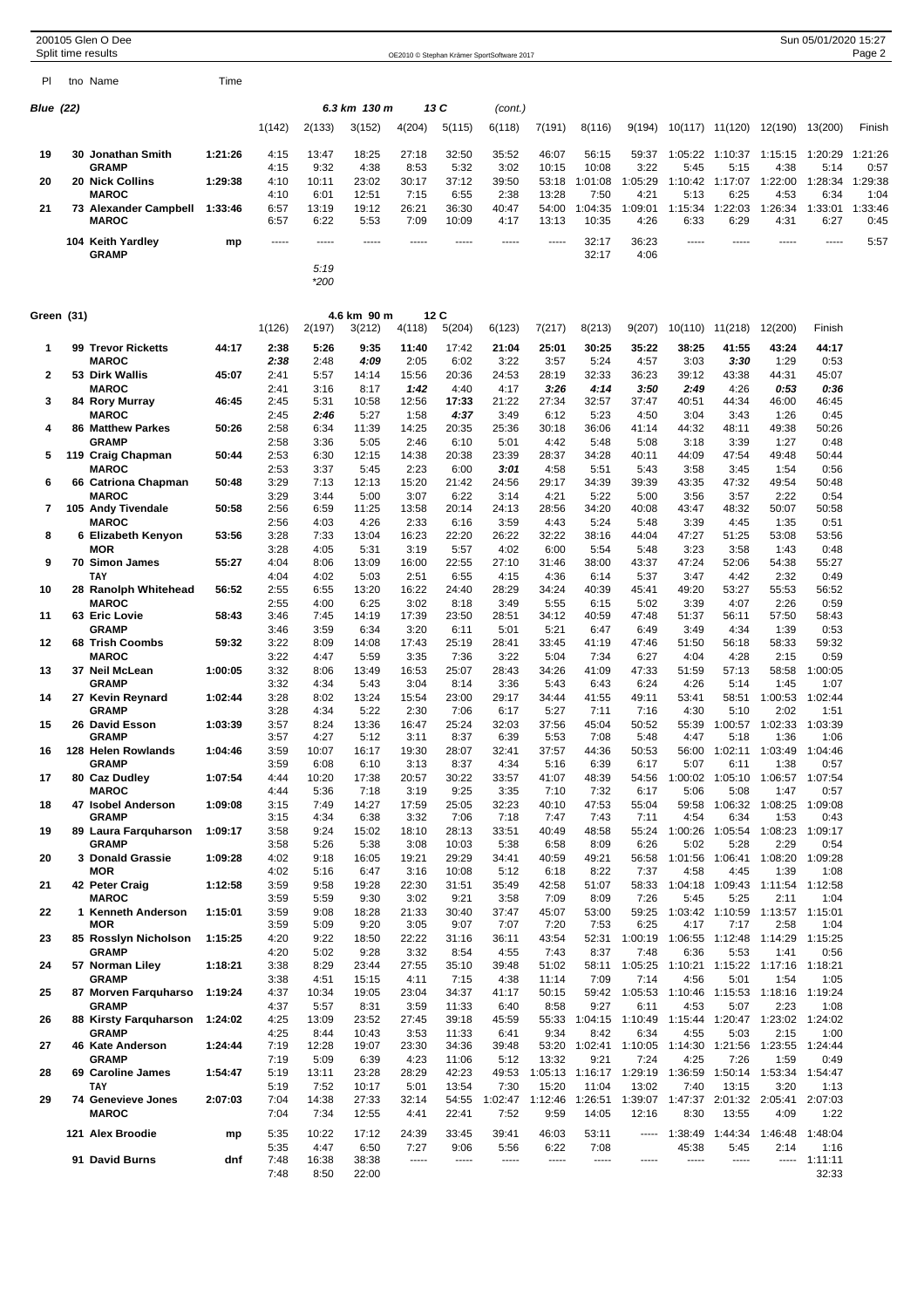200105 Glen O Dee
Split time results

OE2010 © Stephan Krämer SportSoftware 2017

Sun 05/01/2020 15:27

## Blue (22) — 6.3 km 130 m — 13 C (cont.)

| Pl | tno | Name | Time | 1(142) | 2(133) | 3(152) | 4(204) | 5(115) | 6(118) | 7(191) | 8(116) | 9(194) | 10(117) | 11(120) | 12(190) | 13(200) | Finish |
|---|---|---|---|---|---|---|---|---|---|---|---|---|---|---|---|---|---|
| 19 | 30 | **Jonathan Smith** | **1:21:26** | 4:15 | 13:47 | 18:25 | 27:18 | 32:50 | 35:52 | 46:07 | 56:15 | 59:37 | 1:05:22 | 1:10:37 | 1:15:15 | 1:20:29 | 1:21:26 |
| | | **GRAMP** | | 4:15 | 9:32 | 4:38 | 8:53 | 5:32 | 3:02 | 10:15 | 10:08 | 3:22 | 5:45 | 5:15 | 4:38 | 5:14 | 0:57 |
| 20 | 20 | **Nick Collins** | **1:29:38** | 4:10 | 10:11 | 23:02 | 30:17 | 37:12 | 39:50 | 53:18 | 1:01:08 | 1:05:29 | 1:10:42 | 1:17:07 | 1:22:00 | 1:28:34 | 1:29:38 |
| | | **MAROC** | | 4:10 | 6:01 | 12:51 | 7:15 | 6:55 | 2:38 | 13:28 | 7:50 | 4:21 | 5:13 | 6:25 | 4:53 | 6:34 | 1:04 |
| 21 | 73 | **Alexander Campbell** | **1:33:46** | 6:57 | 13:19 | 19:12 | 26:21 | 36:30 | 40:47 | 54:00 | 1:04:35 | 1:09:01 | 1:15:34 | 1:22:03 | 1:26:34 | 1:33:01 | 1:33:46 |
| | | **MAROC** | | 6:57 | 6:22 | 5:53 | 7:09 | 10:09 | 4:17 | 13:13 | 10:35 | 4:26 | 6:33 | 6:29 | 4:31 | 6:27 | 0:45 |
| | 104 | **Keith Yardley** | **mp** | ----- | ----- | ----- | ----- | ----- | ----- | ----- | 32:17 | 36:23 | ----- | ----- | ----- | ----- | 5:57 |
| | | **GRAMP** | | | | | | | | | 32:17 | 4:06 | | | | | |
| | | | | | 5:19 | | | | | | | | | | | | |
| | | | | | *200 | | | | | | | | | | | | |

## Green (31) — 4.6 km 90 m — 12 C

| Pl | tno | Name | Time | 1(126) | 2(197) | 3(212) | 4(118) | 5(204) | 6(123) | 7(217) | 8(213) | 9(207) | 10(110) | 11(218) | 12(200) | Finish |
|---|---|---|---|---|---|---|---|---|---|---|---|---|---|---|---|---|
| 1 | 99 | **Trevor Ricketts** | **44:17** | 2:38 | 5:26 | 9:35 | 11:40 | 17:42 | 21:04 | 25:01 | 30:25 | 35:22 | 38:25 | 41:55 | 43:24 | 44:17 |
| | | **MAROC** | | ***2:38*** | 2:48 | ***4:09*** | 2:05 | 6:02 | 3:22 | 3:57 | 5:24 | 4:57 | 3:03 | ***3:30*** | 1:29 | 0:53 |
| 2 | 53 | **Dirk Wallis** | **45:07** | 2:41 | 5:57 | 14:14 | 15:56 | 20:36 | 24:53 | 28:19 | 32:33 | 36:23 | 39:12 | 43:38 | 44:31 | 45:07 |
| | | **MAROC** | | 2:41 | 3:16 | 8:17 | ***1:42*** | 4:40 | 4:17 | ***3:26*** | ***4:14*** | ***3:50*** | ***2:49*** | 4:26 | ***0:53*** | ***0:36*** |
| 3 | 84 | **Rory Murray** | **46:45** | 2:45 | 5:31 | 10:58 | 12:56 | ***17:33*** | 21:22 | 27:34 | 32:57 | 37:47 | 40:51 | 44:34 | 46:00 | 46:45 |
| | | **MAROC** | | 2:45 | ***2:46*** | 5:27 | 1:58 | ***4:37*** | 3:49 | 6:12 | 5:23 | 4:50 | 3:04 | 3:43 | 1:26 | 0:45 |
| 4 | 86 | **Matthew Parkes** | **50:26** | 2:58 | 6:34 | 11:39 | 14:25 | 20:35 | 25:36 | 30:18 | 36:06 | 41:14 | 44:32 | 48:11 | 49:38 | 50:26 |
| | | **GRAMP** | | 2:58 | 3:36 | 5:05 | 2:46 | 6:10 | 5:01 | 4:42 | 5:48 | 5:08 | 3:18 | 3:39 | 1:27 | 0:48 |
| 5 | 119 | **Craig Chapman** | **50:44** | 2:53 | 6:30 | 12:15 | 14:38 | 20:38 | 23:39 | 28:37 | 34:28 | 40:11 | 44:09 | 47:54 | 49:48 | 50:44 |
| | | **MAROC** | | 2:53 | 3:37 | 5:45 | 2:23 | 6:00 | ***3:01*** | 4:58 | 5:51 | 5:43 | 3:58 | 3:45 | 1:54 | 0:56 |
| 6 | 66 | **Catriona Chapman** | **50:48** | 3:29 | 7:13 | 12:13 | 15:20 | 21:42 | 24:56 | 29:17 | 34:39 | 39:39 | 43:35 | 47:32 | 49:54 | 50:48 |
| | | **MAROC** | | 3:29 | 3:44 | 5:00 | 3:07 | 6:22 | 3:14 | 4:21 | 5:22 | 5:00 | 3:56 | 3:57 | 2:22 | 0:54 |
| 7 | 105 | **Andy Tivendale** | **50:58** | 2:56 | 6:59 | 11:25 | 13:58 | 20:14 | 24:13 | 28:56 | 34:20 | 40:08 | 43:47 | 48:32 | 50:07 | 50:58 |
| | | **MAROC** | | 2:56 | 4:03 | 4:26 | 2:33 | 6:16 | 3:59 | 4:43 | 5:24 | 5:48 | 3:39 | 4:45 | 1:35 | 0:51 |
| 8 | 6 | **Elizabeth Kenyon** | **53:56** | 3:28 | 7:33 | 13:04 | 16:23 | 22:20 | 26:22 | 32:22 | 38:16 | 44:04 | 47:27 | 51:25 | 53:08 | 53:56 |
| | | **MOR** | | 3:28 | 4:05 | 5:31 | 3:19 | 5:57 | 4:02 | 6:00 | 5:54 | 5:48 | 3:23 | 3:58 | 1:43 | 0:48 |
| 9 | 70 | **Simon James** | **55:27** | 4:04 | 8:06 | 13:09 | 16:00 | 22:55 | 27:10 | 31:46 | 38:00 | 43:37 | 47:24 | 52:06 | 54:38 | 55:27 |
| | | **TAY** | | 4:04 | 4:02 | 5:03 | 2:51 | 6:55 | 4:15 | 4:36 | 6:14 | 5:37 | 3:47 | 4:42 | 2:32 | 0:49 |
| 10 | 28 | **Ranolph Whitehead** | **56:52** | 2:55 | 6:55 | 13:20 | 16:22 | 24:40 | 28:29 | 34:24 | 40:39 | 45:41 | 49:20 | 53:27 | 55:53 | 56:52 |
| | | **MAROC** | | 2:55 | 4:00 | 6:25 | 3:02 | 8:18 | 3:49 | 5:55 | 6:15 | 5:02 | 3:39 | 4:07 | 2:26 | 0:59 |
| 11 | 63 | **Eric Lovie** | **58:43** | 3:46 | 7:45 | 14:19 | 17:39 | 23:50 | 28:51 | 34:12 | 40:59 | 47:48 | 51:37 | 56:11 | 57:50 | 58:43 |
| | | **GRAMP** | | 3:46 | 3:59 | 6:34 | 3:20 | 6:11 | 5:01 | 5:21 | 6:47 | 6:49 | 3:49 | 4:34 | 1:39 | 0:53 |
| 12 | 68 | **Trish Coombs** | **59:32** | 3:22 | 8:09 | 14:08 | 17:43 | 25:19 | 28:41 | 33:45 | 41:19 | 47:46 | 51:50 | 56:18 | 58:33 | 59:32 |
| | | **MAROC** | | 3:22 | 4:47 | 5:59 | 3:35 | 7:36 | 3:22 | 5:04 | 7:34 | 6:27 | 4:04 | 4:28 | 2:15 | 0:59 |
| 13 | 37 | **Neil McLean** | **1:00:05** | 3:32 | 8:06 | 13:49 | 16:53 | 25:07 | 28:43 | 34:26 | 41:09 | 47:33 | 51:59 | 57:13 | 58:58 | 1:00:05 |
| | | **GRAMP** | | 3:32 | 4:34 | 5:43 | 3:04 | 8:14 | 3:36 | 5:43 | 6:43 | 6:24 | 4:26 | 5:14 | 1:45 | 1:07 |
| 14 | 27 | **Kevin Reynard** | **1:02:44** | 3:28 | 8:02 | 13:24 | 15:54 | 23:00 | 29:17 | 34:44 | 41:55 | 49:11 | 53:41 | 58:51 | 1:00:53 | 1:02:44 |
| | | **GRAMP** | | 3:28 | 4:34 | 5:22 | 2:30 | 7:06 | 6:17 | 5:27 | 7:11 | 7:16 | 4:30 | 5:10 | 2:02 | 1:51 |
| 15 | 26 | **David Esson** | **1:03:39** | 3:57 | 8:24 | 13:36 | 16:47 | 25:24 | 32:03 | 37:56 | 45:04 | 50:52 | 55:39 | 1:00:57 | 1:02:33 | 1:03:39 |
| | | **GRAMP** | | 3:57 | 4:27 | 5:12 | 3:11 | 8:37 | 6:39 | 5:53 | 7:08 | 5:48 | 4:47 | 5:18 | 1:36 | 1:06 |
| 16 | 128 | **Helen Rowlands** | **1:04:46** | 3:59 | 10:07 | 16:17 | 19:30 | 28:07 | 32:41 | 37:57 | 44:36 | 50:53 | 56:00 | 1:02:11 | 1:03:49 | 1:04:46 |
| | | **GRAMP** | | 3:59 | 6:08 | 6:10 | 3:13 | 8:37 | 4:34 | 5:16 | 6:39 | 6:17 | 5:07 | 6:11 | 1:38 | 0:57 |
| 17 | 80 | **Caz Dudley** | **1:07:54** | 4:44 | 10:20 | 17:38 | 20:57 | 30:22 | 33:57 | 41:07 | 48:39 | 54:56 | 1:00:02 | 1:05:10 | 1:06:57 | 1:07:54 |
| | | **MAROC** | | 4:44 | 5:36 | 7:18 | 3:19 | 9:25 | 3:35 | 7:10 | 7:32 | 6:17 | 5:06 | 5:08 | 1:47 | 0:57 |
| 18 | 47 | **Isobel Anderson** | **1:09:08** | 3:15 | 7:49 | 14:27 | 17:59 | 25:05 | 32:23 | 40:10 | 47:53 | 55:04 | 59:58 | 1:06:32 | 1:08:25 | 1:09:08 |
| | | **GRAMP** | | 3:15 | 4:34 | 6:38 | 3:32 | 7:06 | 7:18 | 7:47 | 7:43 | 7:11 | 4:54 | 6:34 | 1:53 | 0:43 |
| 19 | 89 | **Laura Farquharson** | **1:09:17** | 3:58 | 9:24 | 15:02 | 18:10 | 28:13 | 33:51 | 40:49 | 48:58 | 55:24 | 1:00:26 | 1:05:54 | 1:08:23 | 1:09:17 |
| | | **GRAMP** | | 3:58 | 5:26 | 5:38 | 3:08 | 10:03 | 5:38 | 6:58 | 8:09 | 6:26 | 5:02 | 5:28 | 2:29 | 0:54 |
| 20 | 3 | **Donald Grassie** | **1:09:28** | 4:02 | 9:18 | 16:05 | 19:21 | 29:29 | 34:41 | 40:59 | 49:21 | 56:58 | 1:01:56 | 1:06:41 | 1:08:20 | 1:09:28 |
| | | **MOR** | | 4:02 | 5:16 | 6:47 | 3:16 | 10:08 | 5:12 | 6:18 | 8:22 | 7:37 | 4:58 | 4:45 | 1:39 | 1:08 |
| 21 | 42 | **Peter Craig** | **1:12:58** | 3:59 | 9:58 | 19:28 | 22:30 | 31:51 | 35:49 | 42:58 | 51:07 | 58:33 | 1:04:18 | 1:09:43 | 1:11:54 | 1:12:58 |
| | | **MAROC** | | 3:59 | 5:59 | 9:30 | 3:02 | 9:21 | 3:58 | 7:09 | 8:09 | 7:26 | 5:45 | 5:25 | 2:11 | 1:04 |
| 22 | 1 | **Kenneth Anderson** | **1:15:01** | 3:59 | 9:08 | 18:28 | 21:33 | 30:40 | 37:47 | 45:07 | 53:00 | 59:25 | 1:03:42 | 1:10:59 | 1:13:57 | 1:15:01 |
| | | **MOR** | | 3:59 | 5:09 | 9:20 | 3:05 | 9:07 | 7:07 | 7:20 | 7:53 | 6:25 | 4:17 | 7:17 | 2:58 | 1:04 |
| 23 | 85 | **Rosslyn Nicholson** | **1:15:25** | 4:20 | 9:22 | 18:50 | 22:22 | 31:16 | 36:11 | 43:54 | 52:31 | 1:00:19 | 1:06:55 | 1:12:48 | 1:14:29 | 1:15:25 |
| | | **GRAMP** | | 4:20 | 5:02 | 9:28 | 3:32 | 8:54 | 4:55 | 7:43 | 8:37 | 7:48 | 6:36 | 5:53 | 1:41 | 0:56 |
| 24 | 57 | **Norman Liley** | **1:18:21** | 3:38 | 8:29 | 23:44 | 27:55 | 35:10 | 39:48 | 51:02 | 58:11 | 1:05:25 | 1:10:21 | 1:15:22 | 1:17:16 | 1:18:21 |
| | | **GRAMP** | | 3:38 | 4:51 | 15:15 | 4:11 | 7:15 | 4:38 | 11:14 | 7:09 | 7:14 | 4:56 | 5:01 | 1:54 | 1:05 |
| 25 | 87 | **Morven Farquharso** | **1:19:24** | 4:37 | 10:34 | 19:05 | 23:04 | 34:37 | 41:17 | 50:15 | 59:42 | 1:05:53 | 1:10:46 | 1:15:53 | 1:18:16 | 1:19:24 |
| | | **GRAMP** | | 4:37 | 5:57 | 8:31 | 3:59 | 11:33 | 6:40 | 8:58 | 9:27 | 6:11 | 4:53 | 5:07 | 2:23 | 1:08 |
| 26 | 88 | **Kirsty Farquharson** | **1:24:02** | 4:25 | 13:09 | 23:52 | 27:45 | 39:18 | 45:59 | 55:33 | 1:04:15 | 1:10:49 | 1:15:44 | 1:20:47 | 1:23:02 | 1:24:02 |
| | | **GRAMP** | | 4:25 | 8:44 | 10:43 | 3:53 | 11:33 | 6:41 | 9:34 | 8:42 | 6:34 | 4:55 | 5:03 | 2:15 | 1:00 |
| 27 | 46 | **Kate Anderson** | **1:24:44** | 7:19 | 12:28 | 19:07 | 23:30 | 34:36 | 39:48 | 53:20 | 1:02:41 | 1:10:05 | 1:14:30 | 1:21:56 | 1:23:55 | 1:24:44 |
| | | **GRAMP** | | 7:19 | 5:09 | 6:39 | 4:23 | 11:06 | 5:12 | 13:32 | 9:21 | 7:24 | 4:25 | 7:26 | 1:59 | 0:49 |
| 28 | 69 | **Caroline James** | **1:54:47** | 5:19 | 13:11 | 23:28 | 28:29 | 42:23 | 49:53 | 1:05:13 | 1:16:17 | 1:29:19 | 1:36:59 | 1:50:14 | 1:53:34 | 1:54:47 |
| | | **TAY** | | 5:19 | 7:52 | 10:17 | 5:01 | 13:54 | 7:30 | 15:20 | 11:04 | 13:02 | 7:40 | 13:15 | 3:20 | 1:13 |
| 29 | 74 | **Genevieve Jones** | **2:07:03** | 7:04 | 14:38 | 27:33 | 32:14 | 54:55 | 1:02:47 | 1:12:46 | 1:26:51 | 1:39:07 | 1:47:37 | 2:01:32 | 2:05:41 | 2:07:03 |
| | | **MAROC** | | 7:04 | 7:34 | 12:55 | 4:41 | 22:41 | 7:52 | 9:59 | 14:05 | 12:16 | 8:30 | 13:55 | 4:09 | 1:22 |
| | 121 | **Alex Broodie** | **mp** | 5:35 | 10:22 | 17:12 | 24:39 | 33:45 | 39:41 | 46:03 | 53:11 | ----- | 1:38:49 | 1:44:34 | 1:46:48 | 1:48:04 |
| | | | | 5:35 | 4:47 | 6:50 | 7:27 | 9:06 | 5:56 | 6:22 | 7:08 | | 45:38 | 5:45 | 2:14 | 1:16 |
| | 91 | **David Burns** | **dnf** | 7:48 | 16:38 | 38:38 | ----- | ----- | ----- | ----- | ----- | ----- | ----- | ----- | ----- | 1:11:11 |
| | | | | 7:48 | 8:50 | 22:00 | | | | | | | | | | 32:33 |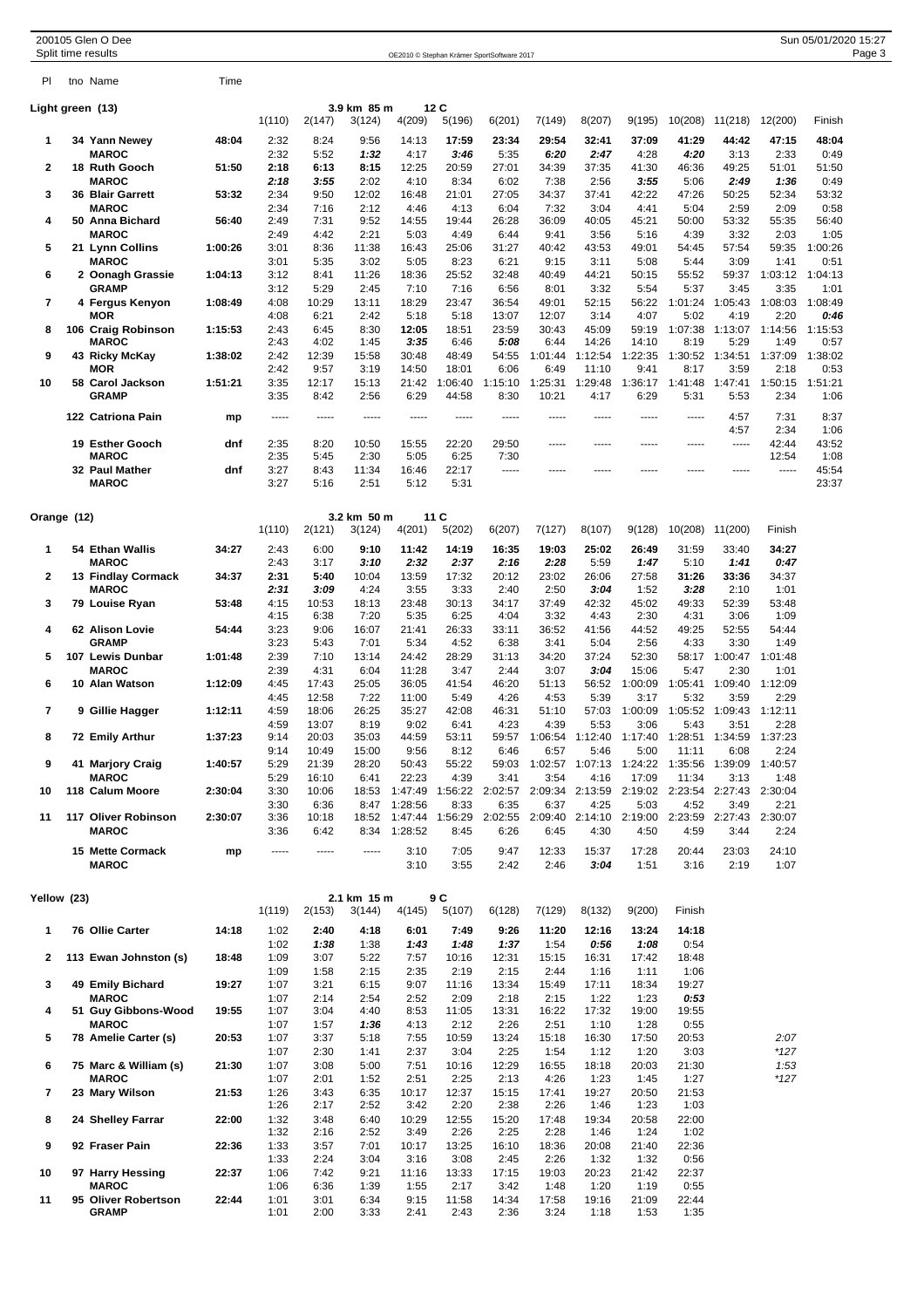200105 Glen O Dee
Split time results

Sun 05/01/2020 15:27

OE2010 © Stephan Krämer SportSoftware 2017

## Light green (13)

3.9 km 85 m 12 C

| Pl | tno Name | Time | 1(110) | 2(147) | 3(124) | 4(209) | 5(196) | 6(201) | 7(149) | 8(207) | 9(195) | 10(208) | 11(218) | 12(200) | Finish |
|---|---|---|---|---|---|---|---|---|---|---|---|---|---|---|---|
| 1 | 34 Yann Newey | **48:04** | 2:32 | 8:24 | 9:56 | 14:13 | **17:59** | 23:34 | 29:54 | 32:41 | 37:09 | 41:29 | 44:42 | 47:15 | **48:04** |
| | MAROC | | 2:32 | 5:52 | ***1:32*** | 4:17 | ***3:46*** | 5:35 | ***6:20*** | ***2:47*** | 4:28 | ***4:20*** | 3:13 | 2:33 | 0:49 |
| 2 | 18 Ruth Gooch | **51:50** | 2:18 | 6:13 | 8:15 | 12:25 | 20:59 | 27:01 | 34:39 | 37:35 | 41:30 | 46:36 | 49:25 | 51:01 | 51:50 |
| | MAROC | | ***2:18*** | ***3:55*** | 2:02 | 4:10 | 8:34 | 6:02 | 7:38 | 2:56 | ***3:55*** | 5:06 | ***2:49*** | ***1:36*** | 0:49 |
| 3 | 36 Blair Garrett | **53:32** | 2:34 | 9:50 | 12:02 | 16:48 | 21:01 | 27:05 | 34:37 | 37:41 | 42:22 | 47:26 | 50:25 | 52:34 | 53:32 |
| | MAROC | | 2:34 | 7:16 | 2:12 | 4:46 | 4:13 | 6:04 | 7:32 | 3:04 | 4:41 | 5:04 | 2:59 | 2:09 | 0:58 |
| 4 | 50 Anna Bichard | **56:40** | 2:49 | 7:31 | 9:52 | 14:55 | 19:44 | 26:28 | 36:09 | 40:05 | 45:21 | 50:00 | 53:32 | 55:35 | 56:40 |
| | MAROC | | 2:49 | 4:42 | 2:21 | 5:03 | 4:49 | 6:44 | 9:41 | 3:56 | 5:16 | 4:39 | 3:32 | 2:03 | 1:05 |
| 5 | 21 Lynn Collins | **1:00:26** | 3:01 | 8:36 | 11:38 | 16:43 | 25:06 | 31:27 | 40:42 | 43:53 | 49:01 | 54:45 | 57:54 | 59:35 | 1:00:26 |
| | MAROC | | 3:01 | 5:35 | 3:02 | 5:05 | 8:23 | 6:21 | 9:15 | 3:11 | 5:08 | 5:44 | 3:09 | 1:41 | 0:51 |
| 6 | 2 Oonagh Grassie | **1:04:13** | 3:12 | 8:41 | 11:26 | 18:36 | 25:52 | 32:48 | 40:49 | 44:21 | 50:15 | 55:52 | 59:37 | 1:03:12 | 1:04:13 |
| | GRAMP | | 3:12 | 5:29 | 2:45 | 7:10 | 7:16 | 6:56 | 8:01 | 3:32 | 5:54 | 5:37 | 3:45 | 3:35 | 1:01 |
| 7 | 4 Fergus Kenyon | **1:08:49** | 4:08 | 10:29 | 13:11 | 18:29 | 23:47 | 36:54 | 49:01 | 52:15 | 56:22 | 1:01:24 | 1:05:43 | 1:08:03 | 1:08:49 |
| | MOR | | 4:08 | 6:21 | 2:42 | 5:18 | 5:18 | 13:07 | 12:07 | 3:14 | 4:07 | 5:02 | 4:19 | 2:20 | ***0:46*** |
| 8 | 106 Craig Robinson | **1:15:53** | 2:43 | 6:45 | 8:30 | **12:05** | 18:51 | 23:59 | 30:43 | 45:09 | 59:19 | 1:07:38 | 1:13:07 | 1:14:56 | 1:15:53 |
| | MAROC | | 2:43 | 4:02 | 1:45 | ***3:35*** | 6:46 | ***5:08*** | 6:44 | 14:26 | 14:10 | 8:19 | 5:29 | 1:49 | 0:57 |
| 9 | 43 Ricky McKay | **1:38:02** | 2:42 | 12:39 | 15:58 | 30:48 | 48:49 | 54:55 | 1:01:44 | 1:12:54 | 1:22:35 | 1:30:52 | 1:34:51 | 1:37:09 | 1:38:02 |
| | MOR | | 2:42 | 9:57 | 3:19 | 14:50 | 18:01 | 6:06 | 6:49 | 11:10 | 9:41 | 8:17 | 3:59 | 2:18 | 0:53 |
| 10 | 58 Carol Jackson | **1:51:21** | 3:35 | 12:17 | 15:13 | 21:42 | 1:06:40 | 1:15:10 | 1:25:31 | 1:29:48 | 1:36:17 | 1:41:48 | 1:47:41 | 1:50:15 | 1:51:21 |
| | GRAMP | | 3:35 | 8:42 | 2:56 | 6:29 | 44:58 | 8:30 | 10:21 | 4:17 | 6:29 | 5:31 | 5:53 | 2:34 | 1:06 |
| | 122 Catriona Pain | **mp** | ----- | ----- | ----- | ----- | ----- | ----- | ----- | ----- | ----- | ----- | 4:57 | 7:31 | 8:37 |
| | | | | | | | | | | | | | 4:57 | 2:34 | 1:06 |
| | 19 Esther Gooch | **dnf** | 2:35 | 8:20 | 10:50 | 15:55 | 22:20 | 29:50 | ----- | ----- | ----- | ----- | ----- | 42:44 | 43:52 |
| | MAROC | | 2:35 | 5:45 | 2:30 | 5:05 | 6:25 | 7:30 | | | | | | 12:54 | 1:08 |
| | 32 Paul Mather | **dnf** | 3:27 | 8:43 | 11:34 | 16:46 | 22:17 | ----- | ----- | ----- | ----- | ----- | ----- | ----- | 45:54 |
| | MAROC | | 3:27 | 5:16 | 2:51 | 5:12 | 5:31 | | | | | | | | 23:37 |

## Orange (12)

3.2 km 50 m 11 C

| Pl | tno Name | Time | 1(110) | 2(121) | 3(124) | 4(201) | 5(202) | 6(207) | 7(127) | 8(107) | 9(128) | 10(208) | 11(200) | Finish |
|---|---|---|---|---|---|---|---|---|---|---|---|---|---|---|
| 1 | 54 Ethan Wallis | **34:27** | 2:43 | 6:00 | **9:10** | **11:42** | **14:19** | **16:35** | **19:03** | 25:02 | 26:49 | 31:59 | 33:40 | **34:27** |
| | MAROC | | 2:43 | 3:17 | ***3:10*** | ***2:32*** | ***2:37*** | ***2:16*** | ***2:28*** | 5:59 | ***1:47*** | 5:10 | ***1:41*** | ***0:47*** |
| 2 | 13 Findlay Cormack | **34:37** | 2:31 | 5:40 | 10:04 | 13:59 | 17:32 | 20:12 | 23:02 | 26:06 | 27:58 | 31:26 | 33:36 | 34:37 |
| | MAROC | | ***2:31*** | ***3:09*** | 4:24 | 3:55 | 3:33 | 2:40 | 2:50 | ***3:04*** | 1:52 | ***3:28*** | 2:10 | 1:01 |
| 3 | 79 Louise Ryan | **53:48** | 4:15 | 10:53 | 18:13 | 23:48 | 30:13 | 34:17 | 37:49 | 42:32 | 45:02 | 49:33 | 52:39 | 53:48 |
| | | | 4:15 | 6:38 | 7:20 | 5:35 | 6:25 | 4:04 | 3:32 | 4:43 | 2:30 | 4:31 | 3:06 | 1:09 |
| 4 | 62 Alison Lovie | **54:44** | 3:23 | 9:06 | 16:07 | 21:41 | 26:33 | 33:11 | 36:52 | 41:56 | 44:52 | 49:25 | 52:55 | 54:44 |
| | GRAMP | | 3:23 | 5:43 | 7:01 | 5:34 | 4:52 | 6:38 | 3:41 | 5:04 | 2:56 | 4:33 | 3:30 | 1:49 |
| 5 | 107 Lewis Dunbar | **1:01:48** | 2:39 | 7:10 | 13:14 | 24:42 | 28:29 | 31:13 | 34:20 | 37:24 | 52:30 | 58:17 | 1:00:47 | 1:01:48 |
| | MAROC | | 2:39 | 4:31 | 6:04 | 11:28 | 3:47 | 2:44 | 3:07 | ***3:04*** | 15:06 | 5:47 | 2:30 | 1:01 |
| 6 | 10 Alan Watson | **1:12:09** | 4:45 | 17:43 | 25:05 | 36:05 | 41:54 | 46:20 | 51:13 | 56:52 | 1:00:09 | 1:05:41 | 1:09:40 | 1:12:09 |
| | | | 4:45 | 12:58 | 7:22 | 11:00 | 5:49 | 4:26 | 4:53 | 5:39 | 3:17 | 5:32 | 3:59 | 2:29 |
| 7 | 9 Gillie Hagger | **1:12:11** | 4:59 | 18:06 | 26:25 | 35:27 | 42:08 | 46:31 | 51:10 | 57:03 | 1:00:09 | 1:05:52 | 1:09:43 | 1:12:11 |
| | | | 4:59 | 13:07 | 8:19 | 9:02 | 6:41 | 4:23 | 4:39 | 5:53 | 3:06 | 5:43 | 3:51 | 2:28 |
| 8 | 72 Emily Arthur | **1:37:23** | 9:14 | 20:03 | 35:03 | 44:59 | 53:11 | 59:57 | 1:06:54 | 1:12:40 | 1:17:40 | 1:28:51 | 1:34:59 | 1:37:23 |
| | | | 9:14 | 10:49 | 15:00 | 9:56 | 8:12 | 6:46 | 6:57 | 5:46 | 5:00 | 11:11 | 6:08 | 2:24 |
| 9 | 41 Marjory Craig | **1:40:57** | 5:29 | 21:39 | 28:20 | 50:43 | 55:22 | 59:03 | 1:02:57 | 1:07:13 | 1:24:22 | 1:35:56 | 1:39:09 | 1:40:57 |
| | MAROC | | 5:29 | 16:10 | 6:41 | 22:23 | 4:39 | 3:41 | 3:54 | 4:16 | 17:09 | 11:34 | 3:13 | 1:48 |
| 10 | 118 Calum Moore | **2:30:04** | 3:30 | 10:06 | 18:53 | 1:47:49 | 1:56:22 | 2:02:57 | 2:09:34 | 2:13:59 | 2:19:02 | 2:23:54 | 2:27:43 | 2:30:04 |
| | | | 3:30 | 6:36 | 8:47 | 1:28:56 | 8:33 | 6:35 | 6:37 | 4:25 | 5:03 | 4:52 | 3:49 | 2:21 |
| 11 | 117 Oliver Robinson | **2:30:07** | 3:36 | 10:18 | 18:52 | 1:47:44 | 1:56:29 | 2:02:55 | 2:09:40 | 2:14:10 | 2:19:00 | 2:23:59 | 2:27:43 | 2:30:07 |
| | MAROC | | 3:36 | 6:42 | 8:34 | 1:28:52 | 8:45 | 6:26 | 6:45 | 4:30 | 4:50 | 4:59 | 3:44 | 2:24 |
| | 15 Mette Cormack | **mp** | ----- | ----- | ----- | 3:10 | 7:05 | 9:47 | 12:33 | 15:37 | 17:28 | 20:44 | 23:03 | 24:10 |
| | MAROC | | | | | 3:10 | 3:55 | 2:42 | 2:46 | ***3:04*** | 1:51 | 3:16 | 2:19 | 1:07 |

## Yellow (23)

2.1 km 15 m 9 C

| Pl | tno Name | Time | 1(119) | 2(153) | 3(144) | 4(145) | 5(107) | 6(128) | 7(129) | 8(132) | 9(200) | Finish | |
|---|---|---|---|---|---|---|---|---|---|---|---|---|---|
| 1 | 76 Ollie Carter | **14:18** | 1:02 | **2:40** | **4:18** | **6:01** | **7:49** | **9:26** | **11:20** | **12:16** | **13:24** | **14:18** | |
| | | | 1:02 | ***1:38*** | 1:38 | ***1:43*** | ***1:48*** | ***1:37*** | 1:54 | ***0:56*** | ***1:08*** | 0:54 | |
| 2 | 113 Ewan Johnston (s) | **18:48** | 1:09 | 3:07 | 5:22 | 7:57 | 10:16 | 12:31 | 15:15 | 16:31 | 17:42 | 18:48 | |
| | | | 1:09 | 1:58 | 2:15 | 2:35 | 2:19 | 2:15 | 2:44 | 1:16 | 1:11 | 1:06 | |
| 3 | 49 Emily Bichard | **19:27** | 1:07 | 3:21 | 6:15 | 9:07 | 11:16 | 13:34 | 15:49 | 17:11 | 18:34 | 19:27 | |
| | MAROC | | 1:07 | 2:14 | 2:54 | 2:52 | 2:09 | 2:18 | 2:15 | 1:22 | 1:23 | ***0:53*** | |
| 4 | 51 Guy Gibbons-Wood | **19:55** | 1:07 | 3:04 | 4:40 | 8:53 | 11:05 | 13:31 | 16:22 | 17:32 | 19:00 | 19:55 | |
| | MAROC | | 1:07 | 1:57 | ***1:36*** | 4:13 | 2:12 | 2:26 | 2:51 | 1:10 | 1:28 | 0:55 | |
| 5 | 78 Amelie Carter (s) | **20:53** | 1:07 | 3:37 | 5:18 | 7:55 | 10:59 | 13:24 | 15:18 | 16:30 | 17:50 | 20:53 | *2:07* |
| | | | 1:07 | 2:30 | 1:41 | 2:37 | 3:04 | 2:25 | 1:54 | 1:12 | 1:20 | 3:03 | *\*127* |
| 6 | 75 Marc & William (s) | **21:30** | 1:07 | 3:08 | 5:00 | 7:51 | 10:16 | 12:29 | 16:55 | 18:18 | 20:03 | 21:30 | *1:53* |
| | MAROC | | 1:07 | 2:01 | 1:52 | 2:51 | 2:25 | 2:13 | 4:26 | 1:23 | 1:45 | 1:27 | *\*127* |
| 7 | 23 Mary Wilson | **21:53** | 1:26 | 3:43 | 6:35 | 10:17 | 12:37 | 15:15 | 17:41 | 19:27 | 20:50 | 21:53 | |
| | | | 1:26 | 2:17 | 2:52 | 3:42 | 2:20 | 2:38 | 2:26 | 1:46 | 1:23 | 1:03 | |
| 8 | 24 Shelley Farrar | **22:00** | 1:32 | 3:48 | 6:40 | 10:29 | 12:55 | 15:20 | 17:48 | 19:34 | 20:58 | 22:00 | |
| | | | 1:32 | 2:16 | 2:52 | 3:49 | 2:26 | 2:25 | 2:28 | 1:46 | 1:24 | 1:02 | |
| 9 | 92 Fraser Pain | **22:36** | 1:33 | 3:57 | 7:01 | 10:17 | 13:25 | 16:10 | 18:36 | 20:08 | 21:40 | 22:36 | |
| | | | 1:33 | 2:24 | 3:04 | 3:16 | 3:08 | 2:45 | 2:26 | 1:32 | 1:32 | 0:56 | |
| 10 | 97 Harry Hessing | **22:37** | 1:06 | 7:42 | 9:21 | 11:16 | 13:33 | 17:15 | 19:03 | 20:23 | 21:42 | 22:37 | |
| | MAROC | | 1:06 | 6:36 | 1:39 | 1:55 | 2:17 | 3:42 | 1:48 | 1:20 | 1:19 | 0:55 | |
| 11 | 95 Oliver Robertson | **22:44** | 1:01 | 3:01 | 6:34 | 9:15 | 11:58 | 14:34 | 17:58 | 19:16 | 21:09 | 22:44 | |
| | GRAMP | | 1:01 | 2:00 | 3:33 | 2:41 | 2:43 | 2:36 | 3:24 | 1:18 | 1:53 | 1:35 | |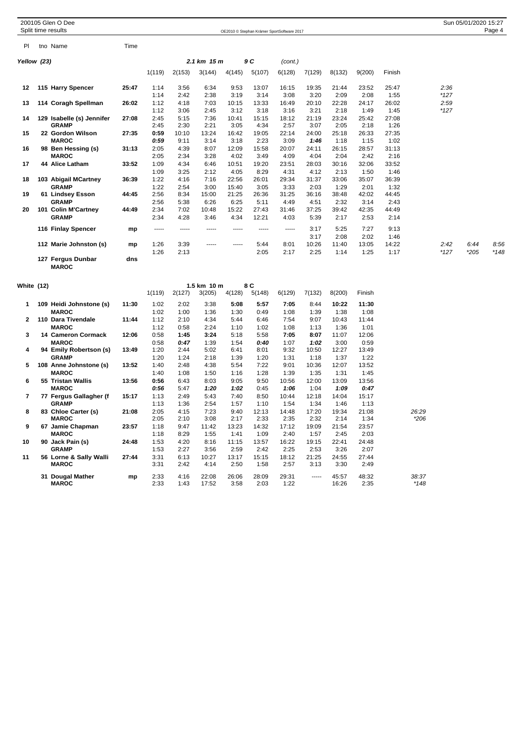200105 Glen O Dee
Split time results

OE2010 © Stephan Krämer SportSoftware 2017

## Yellow (23)

2.1 km 15 m, 9 C (cont.)

| Pl | tno | Name | Time | 1(119) | 2(153) | 3(144) | 4(145) | 5(107) | 6(128) | 7(129) | 8(132) | 9(200) | Finish | | | |
|---|---|---|---|---|---|---|---|---|---|---|---|---|---|---|---|---|
| 12 | 115 | **Harry Spencer** | **25:47** | 1:14 | 3:56 | 6:34 | 9:53 | 13:07 | 16:15 | 19:35 | 21:44 | 23:52 | 25:47 | *2:36* | | |
| | | | | 1:14 | 2:42 | 2:38 | 3:19 | 3:14 | 3:08 | 3:20 | 2:09 | 2:08 | 1:55 | *\*127* | | |
| 13 | 114 | **Coragh Spellman** | **26:02** | 1:12 | 4:18 | 7:03 | 10:15 | 13:33 | 16:49 | 20:10 | 22:28 | 24:17 | 26:02 | *2:59* | | |
| | | | | 1:12 | 3:06 | 2:45 | 3:12 | 3:18 | 3:16 | 3:21 | 2:18 | 1:49 | 1:45 | *\*127* | | |
| 14 | 129 | **Isabelle (s) Jennifer** | **27:08** | 2:45 | 5:15 | 7:36 | 10:41 | 15:15 | 18:12 | 21:19 | 23:24 | 25:42 | 27:08 | | | |
| | | **GRAMP** | | 2:45 | 2:30 | 2:21 | 3:05 | 4:34 | 2:57 | 3:07 | 2:05 | 2:18 | 1:26 | | | |
| 15 | 22 | **Gordon Wilson** | **27:35** | ***0:59*** | 10:10 | 13:24 | 16:42 | 19:05 | 22:14 | 24:00 | 25:18 | 26:33 | 27:35 | | | |
| | | **MAROC** | | ***0:59*** | 9:11 | 3:14 | 3:18 | 2:23 | 3:09 | ***1:46*** | 1:18 | 1:15 | 1:02 | | | |
| 16 | 98 | **Ben Hessing (s)** | **31:13** | 2:05 | 4:39 | 8:07 | 12:09 | 15:58 | 20:07 | 24:11 | 26:15 | 28:57 | 31:13 | | | |
| | | **MAROC** | | 2:05 | 2:34 | 3:28 | 4:02 | 3:49 | 4:09 | 4:04 | 2:04 | 2:42 | 2:16 | | | |
| 17 | 44 | **Alice Latham** | **33:52** | 1:09 | 4:34 | 6:46 | 10:51 | 19:20 | 23:51 | 28:03 | 30:16 | 32:06 | 33:52 | | | |
| | | | | 1:09 | 3:25 | 2:12 | 4:05 | 8:29 | 4:31 | 4:12 | 2:13 | 1:50 | 1:46 | | | |
| 18 | 103 | **Abigail MCartney** | **36:39** | 1:22 | 4:16 | 7:16 | 22:56 | 26:01 | 29:34 | 31:37 | 33:06 | 35:07 | 36:39 | | | |
| | | **GRAMP** | | 1:22 | 2:54 | 3:00 | 15:40 | 3:05 | 3:33 | 2:03 | 1:29 | 2:01 | 1:32 | | | |
| 19 | 61 | **Lindsey Esson** | **44:45** | 2:56 | 8:34 | 15:00 | 21:25 | 26:36 | 31:25 | 36:16 | 38:48 | 42:02 | 44:45 | | | |
| | | **GRAMP** | | 2:56 | 5:38 | 6:26 | 6:25 | 5:11 | 4:49 | 4:51 | 2:32 | 3:14 | 2:43 | | | |
| 20 | 101 | **Colin M'Cartney** | **44:49** | 2:34 | 7:02 | 10:48 | 15:22 | 27:43 | 31:46 | 37:25 | 39:42 | 42:35 | 44:49 | | | |
| | | **GRAMP** | | 2:34 | 4:28 | 3:46 | 4:34 | 12:21 | 4:03 | 5:39 | 2:17 | 2:53 | 2:14 | | | |
| | 116 | **Finlay Spencer** | **mp** | ----- | ----- | ----- | ----- | ----- | ----- | 3:17 | 5:25 | 7:27 | 9:13 | | | |
| | | | | | | | | | | 3:17 | 2:08 | 2:02 | 1:46 | | | |
| | 112 | **Marie Johnston (s)** | **mp** | 1:26 | 3:39 | ----- | ----- | 5:44 | 8:01 | 10:26 | 11:40 | 13:05 | 14:22 | *2:42* | *6:44* | *8:56* |
| | | | | 1:26 | 2:13 | | | 2:05 | 2:17 | 2:25 | 1:14 | 1:25 | 1:17 | *\*127* | *\*205* | *\*148* |
| | 127 | **Fergus Dunbar** | **dns** | | | | | | | | | | | | | |
| | | **MAROC** | | | | | | | | | | | | | | |

## White (12)

1.5 km 10 m, 8 C

| Pl | tno | Name | Time | 1(119) | 2(127) | 3(205) | 4(128) | 5(148) | 6(129) | 7(132) | 8(200) | Finish | |
|---|---|---|---|---|---|---|---|---|---|---|---|---|---|
| 1 | 109 | **Heidi Johnstone (s)** | **11:30** | 1:02 | 2:02 | 3:38 | **5:08** | **5:57** | **7:05** | 8:44 | **10:22** | **11:30** | |
| | | **MAROC** | | 1:02 | 1:00 | 1:36 | 1:30 | 0:49 | 1:08 | 1:39 | 1:38 | 1:08 | |
| 2 | 110 | **Dara Tivendale** | **11:44** | 1:12 | 2:10 | 4:34 | 5:44 | 6:46 | 7:54 | 9:07 | 10:43 | 11:44 | |
| | | **MAROC** | | 1:12 | 0:58 | 2:24 | 1:10 | 1:02 | 1:08 | 1:13 | 1:36 | 1:01 | |
| 3 | 14 | **Cameron Cormack** | **12:06** | 0:58 | **1:45** | **3:24** | 5:18 | 5:58 | **7:05** | **8:07** | 11:07 | 12:06 | |
| | | **MAROC** | | 0:58 | ***0:47*** | 1:39 | 1:54 | ***0:40*** | 1:07 | ***1:02*** | 3:00 | 0:59 | |
| 4 | 94 | **Emily Robertson (s)** | **13:49** | 1:20 | 2:44 | 5:02 | 6:41 | 8:01 | 9:32 | 10:50 | 12:27 | 13:49 | |
| | | **GRAMP** | | 1:20 | 1:24 | 2:18 | 1:39 | 1:20 | 1:31 | 1:18 | 1:37 | 1:22 | |
| 5 | 108 | **Anne Johnstone (s)** | **13:52** | 1:40 | 2:48 | 4:38 | 5:54 | 7:22 | 9:01 | 10:36 | 12:07 | 13:52 | |
| | | **MAROC** | | 1:40 | 1:08 | 1:50 | 1:16 | 1:28 | 1:39 | 1:35 | 1:31 | 1:45 | |
| 6 | 55 | **Tristan Wallis** | **13:56** | **0:56** | 6:43 | 8:03 | 9:05 | 9:50 | 10:56 | 12:00 | 13:09 | 13:56 | |
| | | **MAROC** | | ***0:56*** | 5:47 | ***1:20*** | ***1:02*** | 0:45 | ***1:06*** | 1:04 | ***1:09*** | ***0:47*** | |
| 7 | 77 | **Fergus Gallagher (f** | **15:17** | 1:13 | 2:49 | 5:43 | 7:40 | 8:50 | 10:44 | 12:18 | 14:04 | 15:17 | |
| | | **GRAMP** | | 1:13 | 1:36 | 2:54 | 1:57 | 1:10 | 1:54 | 1:34 | 1:46 | 1:13 | |
| 8 | 83 | **Chloe Carter (s)** | **21:08** | 2:05 | 4:15 | 7:23 | 9:40 | 12:13 | 14:48 | 17:20 | 19:34 | 21:08 | *26:29* |
| | | **MAROC** | | 2:05 | 2:10 | 3:08 | 2:17 | 2:33 | 2:35 | 2:32 | 2:14 | 1:34 | *\*206* |
| 9 | 67 | **Jamie Chapman** | **23:57** | 1:18 | 9:47 | 11:42 | 13:23 | 14:32 | 17:12 | 19:09 | 21:54 | 23:57 | |
| | | **MAROC** | | 1:18 | 8:29 | 1:55 | 1:41 | 1:09 | 2:40 | 1:57 | 2:45 | 2:03 | |
| 10 | 90 | **Jack Pain (s)** | **24:48** | 1:53 | 4:20 | 8:16 | 11:15 | 13:57 | 16:22 | 19:15 | 22:41 | 24:48 | |
| | | **GRAMP** | | 1:53 | 2:27 | 3:56 | 2:59 | 2:42 | 2:25 | 2:53 | 3:26 | 2:07 | |
| 11 | 56 | **Lorne & Sally Walli** | **27:44** | 3:31 | 6:13 | 10:27 | 13:17 | 15:15 | 18:12 | 21:25 | 24:55 | 27:44 | |
| | | **MAROC** | | 3:31 | 2:42 | 4:14 | 2:50 | 1:58 | 2:57 | 3:13 | 3:30 | 2:49 | |
| | 31 | **Dougal Mather** | **mp** | 2:33 | 4:16 | 22:08 | 26:06 | 28:09 | 29:31 | ----- | 45:57 | 48:32 | *38:37* |
| | | **MAROC** | | 2:33 | 1:43 | 17:52 | 3:58 | 2:03 | 1:22 | | 16:26 | 2:35 | *\*148* |